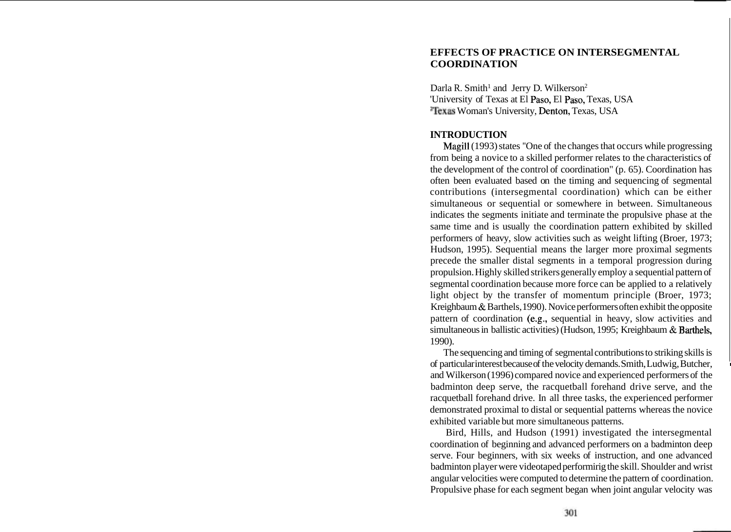# EFFECTS OF PRACTICE ON INTERSEGMENTAL COORDINATION

Darla R. Smith[1] and Jerry D. Wilkerson[2]
[1]University of Texas at El Paso, El Paso, Texas, USA
[2]Texas Woman's University, Denton, Texas, USA

## INTRODUCTION

Magill (1993) states "One of the changes that occurs while progressing from being a novice to a skilled performer relates to the characteristics of the development of the control of coordination" (p. 65). Coordination has often been evaluated based on the timing and sequencing of segmental contributions (intersegmental coordination) which can be either simultaneous or sequential or somewhere in between. Simultaneous indicates the segments initiate and terminate the propulsive phase at the same time and is usually the coordination pattern exhibited by skilled performers of heavy, slow activities such as weight lifting (Broer, 1973; Hudson, 1995). Sequential means the larger more proximal segments precede the smaller distal segments in a temporal progression during propulsion. Highly skilled strikers generally employ a sequential pattern of segmental coordination because more force can be applied to a relatively light object by the transfer of momentum principle (Broer, 1973; Kreighbaum & Barthels, 1990). Novice performers often exhibit the opposite pattern of coordination (e.g., sequential in heavy, slow activities and simultaneous in ballistic activities) (Hudson, 1995; Kreighbaum & Barthels, 1990).

The sequencing and timing of segmental contributions to striking skills is of particular interest because of the velocity demands. Smith, Ludwig, Butcher, and Wilkerson (1996) compared novice and experienced performers of the badminton deep serve, the racquetball forehand drive serve, and the racquetball forehand drive. In all three tasks, the experienced performer demonstrated proximal to distal or sequential patterns whereas the novice exhibited variable but more simultaneous patterns.

Bird, Hills, and Hudson (1991) investigated the intersegmental coordination of beginning and advanced performers on a badminton deep serve. Four beginners, with six weeks of instruction, and one advanced badminton player were videotaped performirig the skill. Shoulder and wrist angular velocities were computed to determine the pattern of coordination. Propulsive phase for each segment began when joint angular velocity was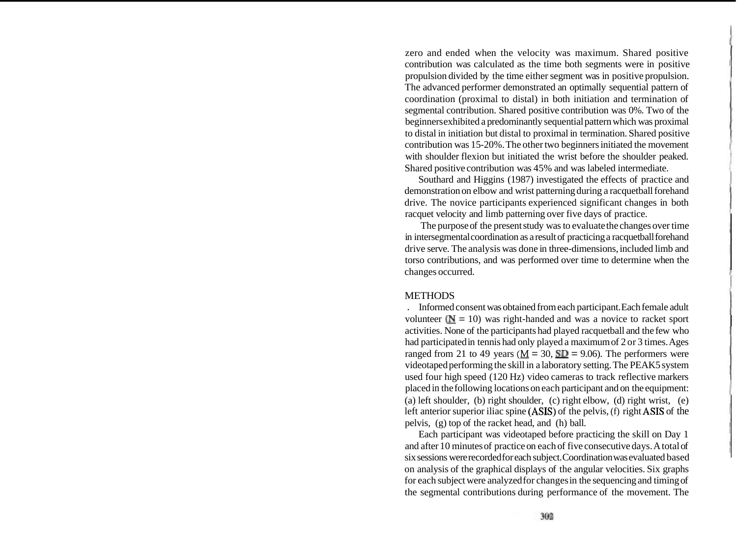zero and ended when the velocity was maximum. Shared positive contribution was calculated as the time both segments were in positive propulsion divided by the time either segment was in positive propulsion. The advanced performer demonstrated an optimally sequential pattern of coordination (proximal to distal) in both initiation and termination of segmental contribution. Shared positive contribution was 0%. Two of the beginners exhibited a predominantly sequential pattern which was proximal to distal in initiation but distal to proximal in termination. Shared positive contribution was 15-20%. The other two beginners initiated the movement with shoulder flexion but initiated the wrist before the shoulder peaked. Shared positive contribution was 45% and was labeled intermediate.

Southard and Higgins (1987) investigated the effects of practice and demonstration on elbow and wrist patterning during a racquetball forehand drive. The novice participants experienced significant changes in both racquet velocity and limb patterning over five days of practice.

The purpose of the present study was to evaluate the changes over time in intersegmental coordination as a result of practicing a racquetball forehand drive serve. The analysis was done in three-dimensions, included limb and torso contributions, and was performed over time to determine when the changes occurred.

## METHODS

Informed consent was obtained from each participant. Each female adult volunteer (N = 10) was right-handed and was a novice to racket sport activities. None of the participants had played racquetball and the few who had participated in tennis had only played a maximum of 2 or 3 times. Ages ranged from 21 to 49 years (M = 30, SD = 9.06). The performers were videotaped performing the skill in a laboratory setting. The PEAK5 system used four high speed (120 Hz) video cameras to track reflective markers placed in the following locations on each participant and on the equipment: (a) left shoulder, (b) right shoulder, (c) right elbow, (d) right wrist, (e) left anterior superior iliac spine (ASIS) of the pelvis, (f) right ASIS of the pelvis, (g) top of the racket head, and (h) ball.

Each participant was videotaped before practicing the skill on Day 1 and after 10 minutes of practice on each of five consecutive days. A total of six sessions were recorded for each subject. Coordination was evaluated based on analysis of the graphical displays of the angular velocities. Six graphs for each subject were analyzed for changes in the sequencing and timing of the segmental contributions during performance of the movement. The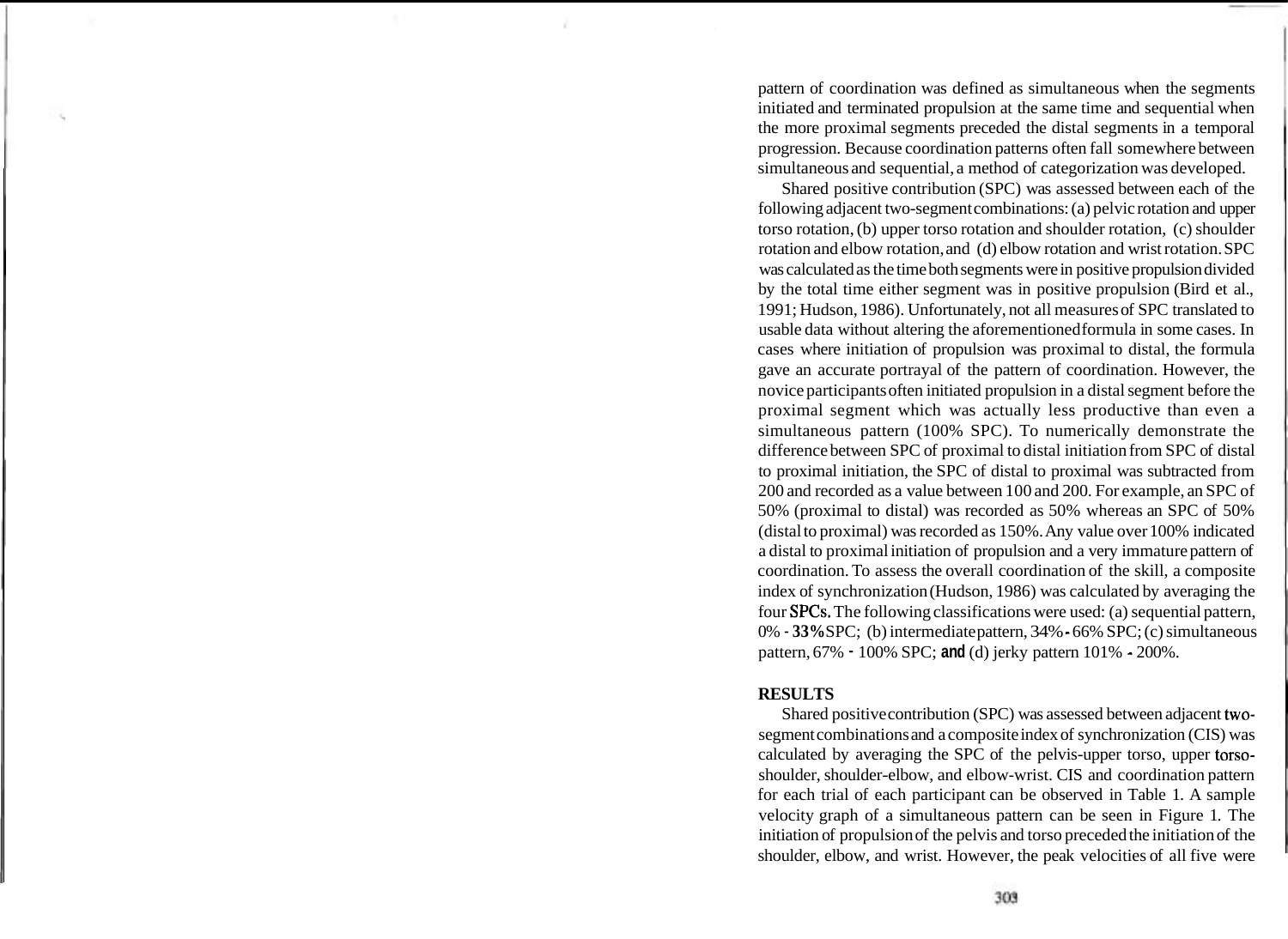pattern of coordination was defined as simultaneous when the segments initiated and terminated propulsion at the same time and sequential when the more proximal segments preceded the distal segments in a temporal progression. Because coordination patterns often fall somewhere between simultaneous and sequential, a method of categorization was developed.

Shared positive contribution (SPC) was assessed between each of the following adjacent two-segment combinations: (a) pelvic rotation and upper torso rotation, (b) upper torso rotation and shoulder rotation, (c) shoulder rotation and elbow rotation, and (d) elbow rotation and wrist rotation. SPC was calculated as the time both segments were in positive propulsion divided by the total time either segment was in positive propulsion (Bird et al., 1991; Hudson, 1986). Unfortunately, not all measures of SPC translated to usable data without altering the aforementioned formula in some cases. In cases where initiation of propulsion was proximal to distal, the formula gave an accurate portrayal of the pattern of coordination. However, the novice participants often initiated propulsion in a distal segment before the proximal segment which was actually less productive than even a simultaneous pattern (100% SPC). To numerically demonstrate the difference between SPC of proximal to distal initiation from SPC of distal to proximal initiation, the SPC of distal to proximal was subtracted from 200 and recorded as a value between 100 and 200. For example, an SPC of 50% (proximal to distal) was recorded as 50% whereas an SPC of 50% (distal to proximal) was recorded as 150%. Any value over 100% indicated a distal to proximal initiation of propulsion and a very immature pattern of coordination. To assess the overall coordination of the skill, a composite index of synchronization (Hudson, 1986) was calculated by averaging the four SPCs. The following classifications were used: (a) sequential pattern, 0% - 33% SPC; (b) intermediate pattern, 34% - 66% SPC; (c) simultaneous pattern, 67% - 100% SPC; and (d) jerky pattern 101% - 200%.

## RESULTS

Shared positive contribution (SPC) was assessed between adjacent two-segment combinations and a composite index of synchronization (CIS) was calculated by averaging the SPC of the pelvis-upper torso, upper torso-shoulder, shoulder-elbow, and elbow-wrist. CIS and coordination pattern for each trial of each participant can be observed in Table 1. A sample velocity graph of a simultaneous pattern can be seen in Figure 1. The initiation of propulsion of the pelvis and torso preceded the initiation of the shoulder, elbow, and wrist. However, the peak velocities of all five were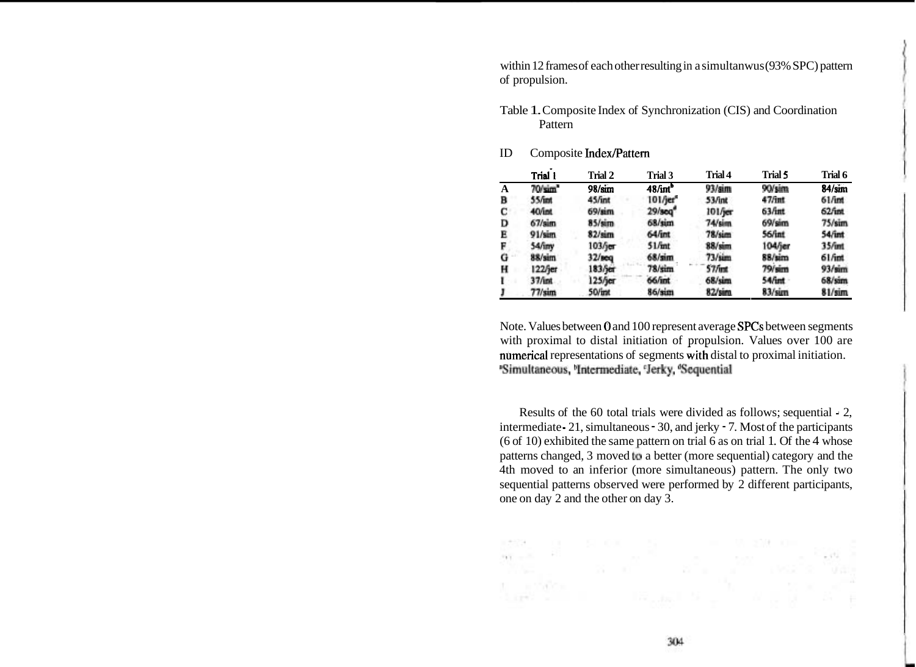within 12 frames of each other resulting in a simultanwus (93% SPC) pattern of propulsion.

Table 1. Composite Index of Synchronization (CIS) and Coordination Pattern

| ID | Composite Index/Pattern | | | | | |
|---|---|---|---|---|---|---|
| | Trial 1 | Trial 2 | Trial 3 | Trial 4 | Trial 5 | Trial 6 |
| A | 70/sim[a] | 98/sim | 48/int[b] | 93/sim | 90/sim | 84/sim |
| B | 55/int | 45/int | 101/jer[c] | 53/int | 47/int | 61/int |
| C | 40/int | 69/sim | 29/seq[d] | 101/jer | 63/int | 62/int |
| D | 67/sim | 85/sim | 68/sim | 74/sim | 69/sim | 75/sim |
| E | 91/sim | 82/sim | 64/int | 78/sim | 56/int | 54/int |
| F | 54/iny | 103/jer | 51/int | 88/sim | 104/jer | 35/int |
| G | 88/sim | 32/seq | 68/sim | 73/sim | 88/sim | 61/int |
| H | 122/jer | 183/jer | 78/sim | 57/int | 79/sim | 93/sim |
| I | 37/int | 125/jer | 66/int | 68/sim | 54/int | 68/sim |
| J | 77/sim | 50/int | 86/sim | 82/sim | 83/sim | 81/sim |

Note. Values between 0 and 100 represent average SPCs between segments with proximal to distal initiation of propulsion. Values over 100 are numerical representations of segments with distal to proximal initiation.
[a]Simultaneous, [b]Intermediate, [c]Jerky, [d]Sequential

Results of the 60 total trials were divided as follows; sequential - 2, intermediate - 21, simultaneous - 30, and jerky - 7. Most of the participants (6 of 10) exhibited the same pattern on trial 6 as on trial 1. Of the 4 whose patterns changed, 3 moved to a better (more sequential) category and the 4th moved to an inferior (more simultaneous) pattern. The only two sequential patterns observed were performed by 2 different participants, one on day 2 and the other on day 3.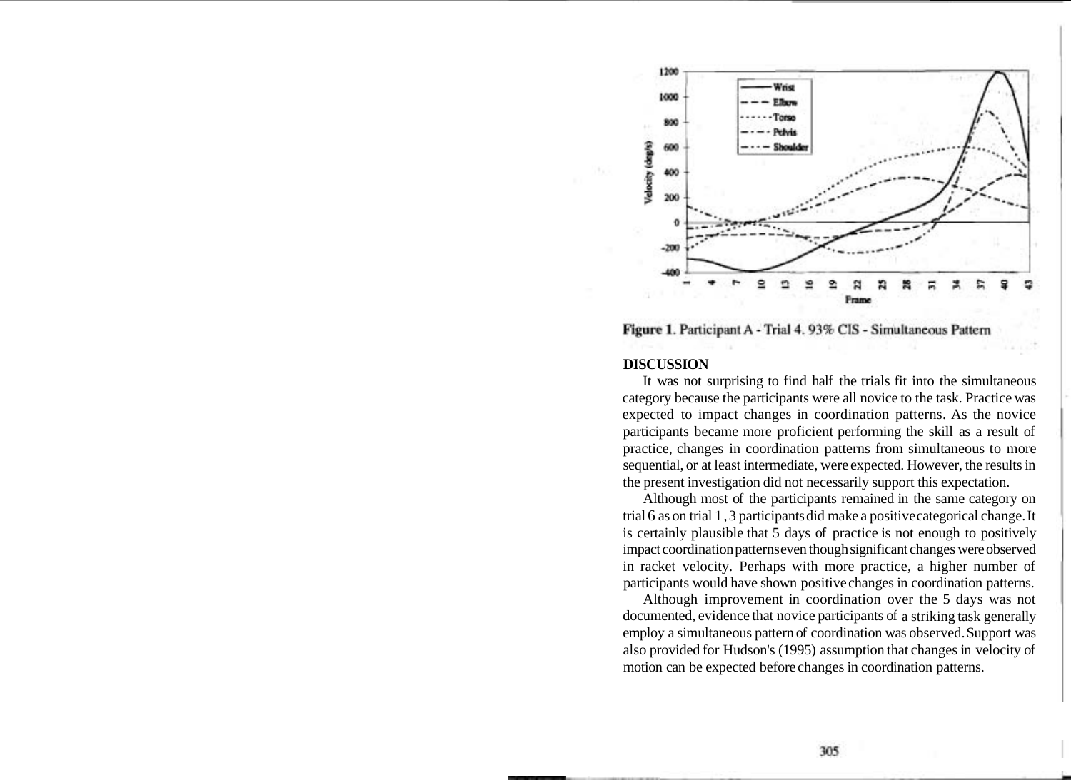**Figure 1**. Participant A - Trial 4. 93% CIS - Simultaneous Pattern

## DISCUSSION

It was not surprising to find half the trials fit into the simultaneous category because the participants were all novice to the task. Practice was expected to impact changes in coordination patterns. As the novice participants became more proficient performing the skill as a result of practice, changes in coordination patterns from simultaneous to more sequential, or at least intermediate, were expected. However, the results in the present investigation did not necessarily support this expectation.

Although most of the participants remained in the same category on trial 6 as on trial 1, 3 participants did make a positive categorical change. It is certainly plausible that 5 days of practice is not enough to positively impact coordination patterns even though significant changes were observed in racket velocity. Perhaps with more practice, a higher number of participants would have shown positive changes in coordination patterns.

Although improvement in coordination over the 5 days was not documented, evidence that novice participants of a striking task generally employ a simultaneous pattern of coordination was observed. Support was also provided for Hudson's (1995) assumption that changes in velocity of motion can be expected before changes in coordination patterns.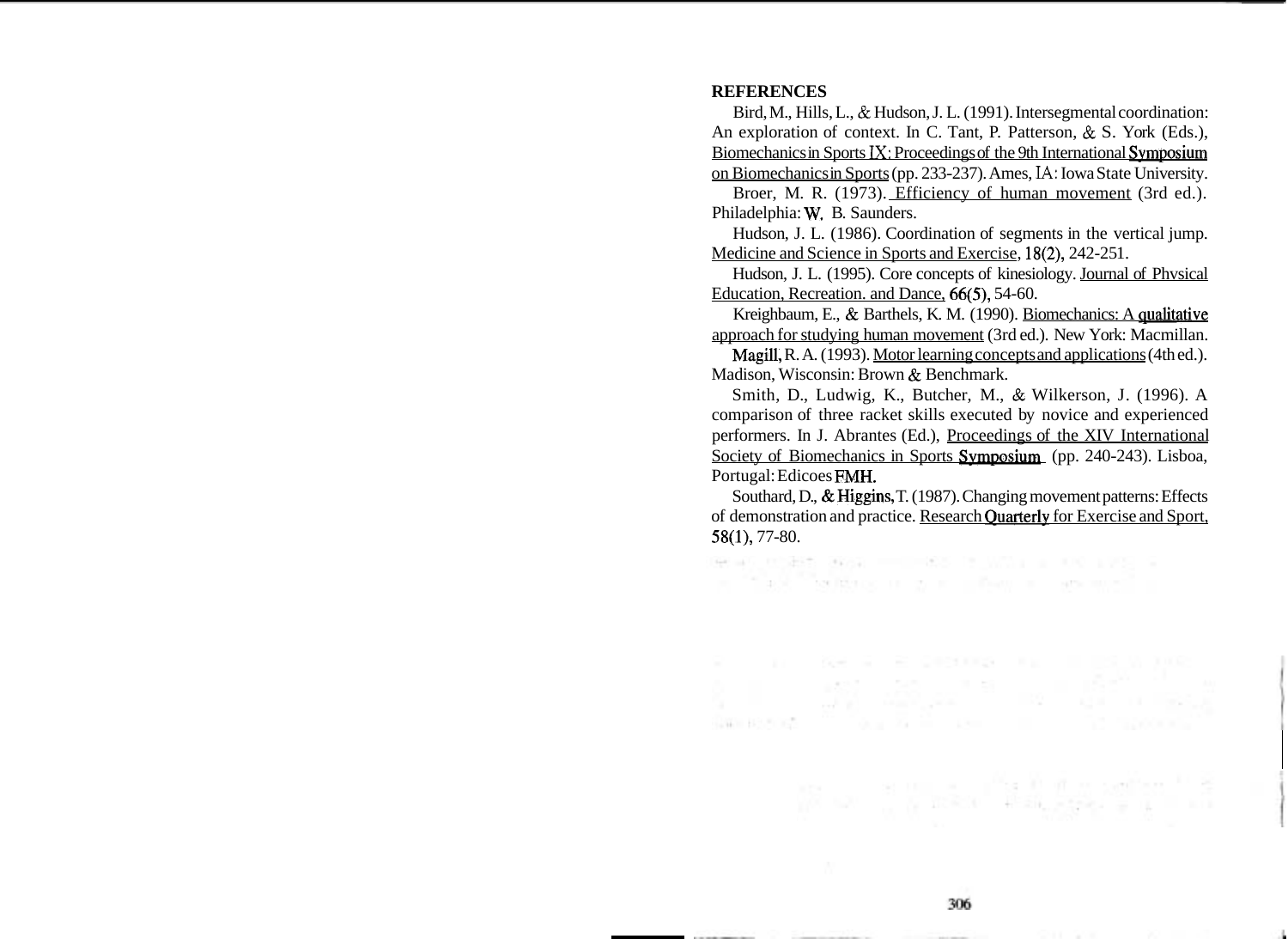## REFERENCES

Bird, M., Hills, L., & Hudson, J. L. (1991). Intersegmental coordination: An exploration of context. In C. Tant, P. Patterson, & S. York (Eds.), Biomechanics in Sports IX: Proceedings of the 9th International Symposium on Biomechanics in Sports (pp. 233-237). Ames, IA: Iowa State University.

Broer, M. R. (1973). Efficiency of human movement (3rd ed.). Philadelphia: W. B. Saunders.

Hudson, J. L. (1986). Coordination of segments in the vertical jump. Medicine and Science in Sports and Exercise, 18(2), 242-251.

Hudson, J. L. (1995). Core concepts of kinesiology. Journal of Phvsical Education, Recreation. and Dance, 66(5), 54-60.

Kreighbaum, E., & Barthels, K. M. (1990). Biomechanics: A qualitative approach for studying human movement (3rd ed.). New York: Macmillan.

Magill, R. A. (1993). Motor learning concepts and applications (4th ed.). Madison, Wisconsin: Brown & Benchmark.

Smith, D., Ludwig, K., Butcher, M., & Wilkerson, J. (1996). A comparison of three racket skills executed by novice and experienced performers. In J. Abrantes (Ed.), Proceedings of the XIV International Society of Biomechanics in Sports Symposium (pp. 240-243). Lisboa, Portugal: Edicoes FMH.

Southard, D., & Higgins, T. (1987). Changing movement patterns: Effects of demonstration and practice. Research Quarterly for Exercise and Sport, 58(1), 77-80.